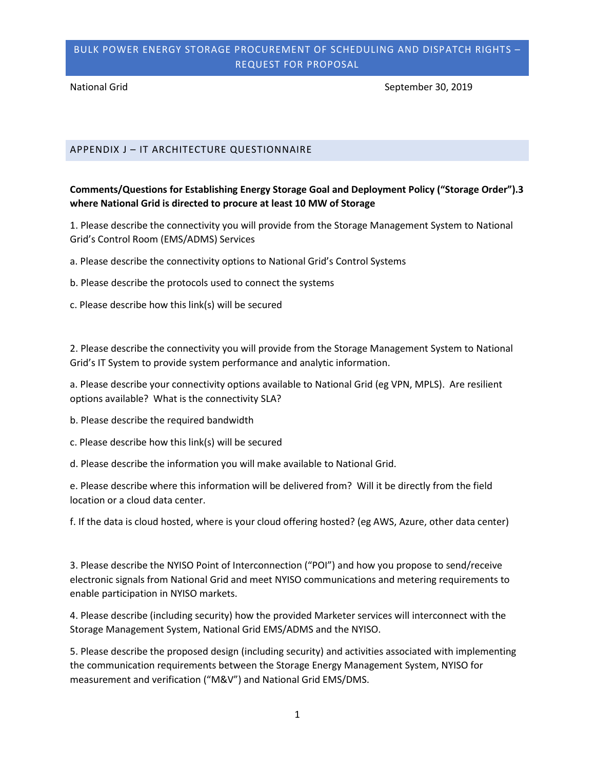# BULK POWER ENERGY STORAGE PROCUREMENT OF SCHEDULING AND DISPATCH RIGHTS – REQUEST FOR PROPOSAL

National Grid September 30, 2019

## APPENDIX J – IT ARCHITECTURE QUESTIONNAIRE

**Comments/Questions for Establishing Energy Storage Goal and Deployment Policy ("Storage Order").3 where National Grid is directed to procure at least 10 MW of Storage**

1. Please describe the connectivity you will provide from the Storage Management System to National Grid's Control Room (EMS/ADMS) Services

a. Please describe the connectivity options to National Grid's Control Systems

b. Please describe the protocols used to connect the systems

c. Please describe how this link(s) will be secured

2. Please describe the connectivity you will provide from the Storage Management System to National Grid's IT System to provide system performance and analytic information.

a. Please describe your connectivity options available to National Grid (eg VPN, MPLS). Are resilient options available? What is the connectivity SLA?

b. Please describe the required bandwidth

c. Please describe how this link(s) will be secured

d. Please describe the information you will make available to National Grid.

e. Please describe where this information will be delivered from? Will it be directly from the field location or a cloud data center.

f. If the data is cloud hosted, where is your cloud offering hosted? (eg AWS, Azure, other data center)

3. Please describe the NYISO Point of Interconnection ("POI") and how you propose to send/receive electronic signals from National Grid and meet NYISO communications and metering requirements to enable participation in NYISO markets.

4. Please describe (including security) how the provided Marketer services will interconnect with the Storage Management System, National Grid EMS/ADMS and the NYISO.

5. Please describe the proposed design (including security) and activities associated with implementing the communication requirements between the Storage Energy Management System, NYISO for measurement and verification ("M&V") and National Grid EMS/DMS.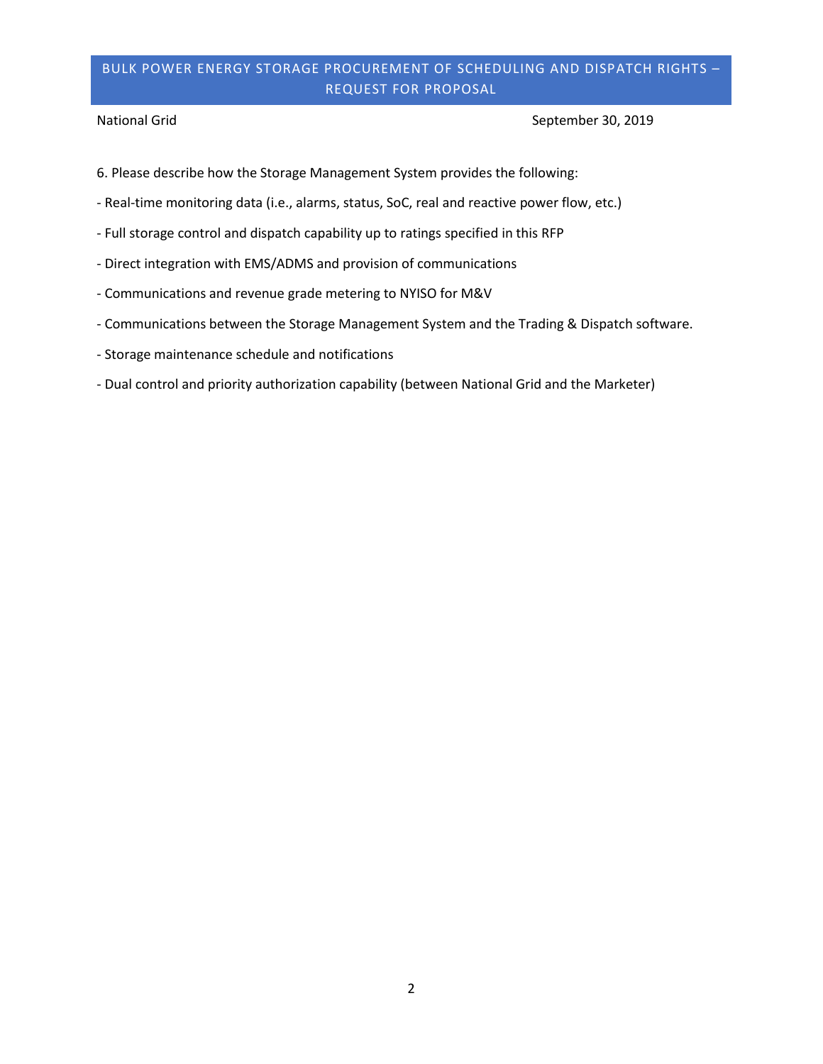6. Please describe how the Storage Management System provides the following:

- Real-time monitoring data (i.e., alarms, status, SoC, real and reactive power flow, etc.)
- Full storage control and dispatch capability up to ratings specified in this RFP
- Direct integration with EMS/ADMS and provision of communications
- Communications and revenue grade metering to NYISO for M&V
- Communications between the Storage Management System and the Trading & Dispatch software.
- Storage maintenance schedule and notifications
- Dual control and priority authorization capability (between National Grid and the Marketer)